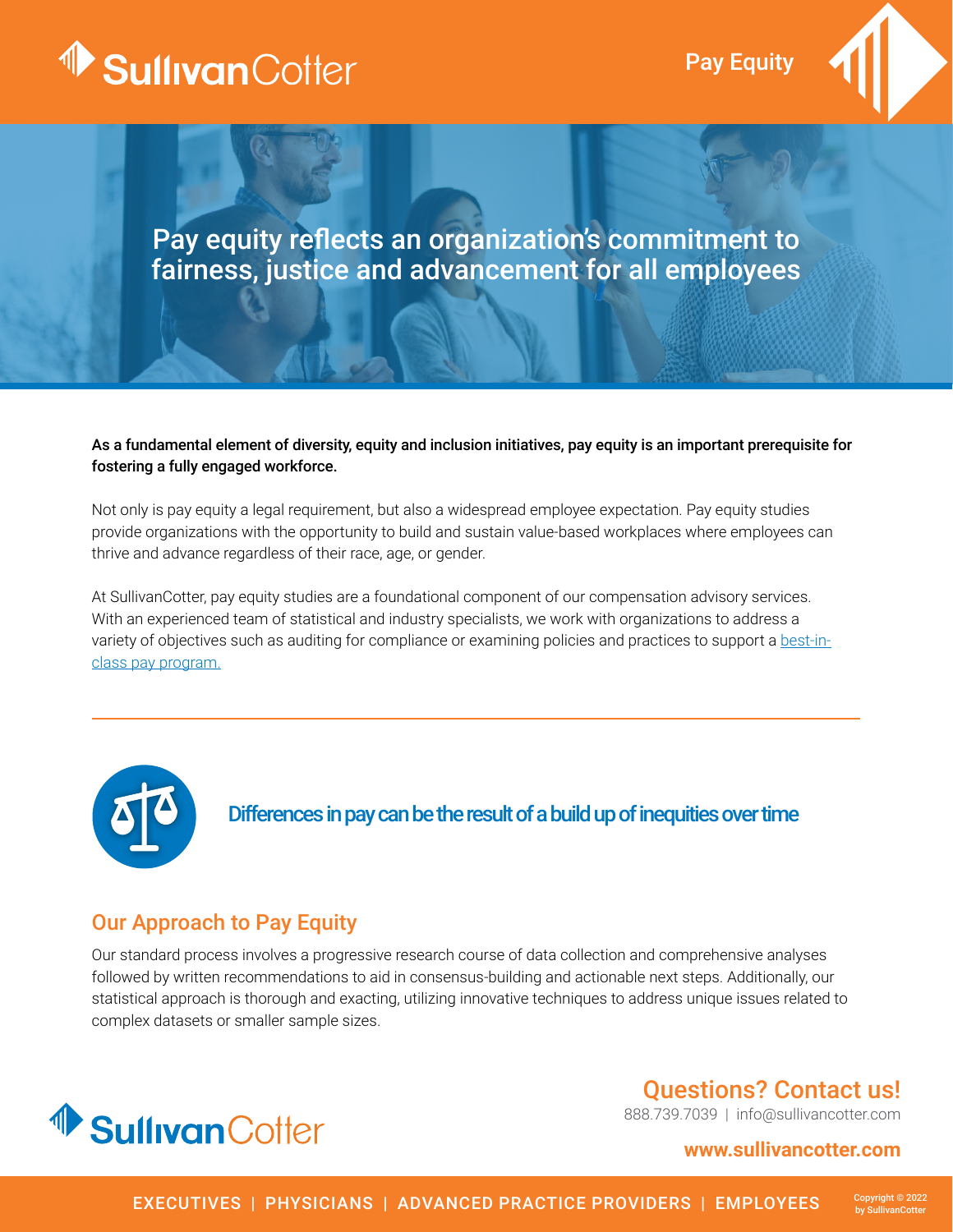# Pay Equity

## Pay equity reflects an organization's commitment to fairness, justice and advancement for all employees

**As a fundamental element of diversity, equity and inclusion initiatives, pay equity is an important prerequisite for fostering a fully engaged workforce.**

Not only is pay equity a legal requirement, but also a widespread employee expectation. Pay equity studies provide organizations with the opportunity to build and sustain value-based workplaces where employees can thrive and advance regardless of their race, age, or gender.

At SullivanCotter, pay equity studies are a foundational component of our compensation advisory services. With an experienced team of statistical and industry specialists, we work with organizations to address a variety of objectives such as auditing for compliance or examining policies and practices to support a best-in-class pay program.

---

**Differences in pay can be the result of a build up of inequities over time**

## Our Approach to Pay Equity

Our standard process involves a progressive research course of data collection and comprehensive analyses followed by written recommendations to aid in consensus-building and actionable next steps. Additionally, our statistical approach is thorough and exacting, utilizing innovative techniques to address unique issues related to complex datasets or smaller sample sizes.

**Questions? Contact us!**

888.739.7039 | info@sullivancotter.com

**www.sullivancotter.com**

EXECUTIVES | PHYSICIANS | ADVANCED PRACTICE PROVIDERS | EMPLOYEES

Copyright © 2022 by SullivanCotter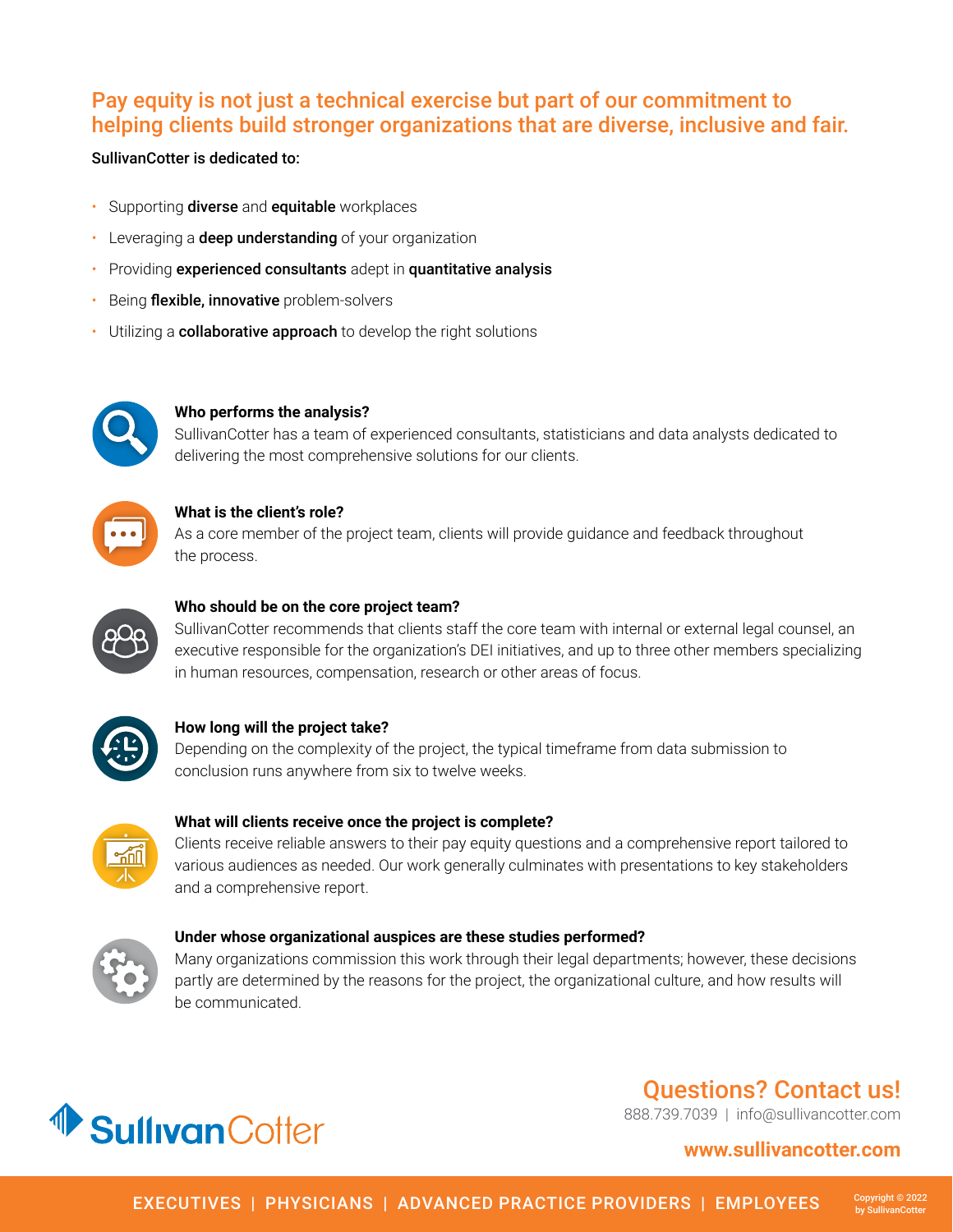## Pay equity is not just a technical exercise but part of our commitment to helping clients build stronger organizations that are diverse, inclusive and fair.

**SullivanCotter is dedicated to:**

- Supporting **diverse** and **equitable** workplaces
- Leveraging a **deep understanding** of your organization
- Providing **experienced consultants** adept in **quantitative analysis**
- Being **flexible, innovative** problem-solvers
- Utilizing a **collaborative approach** to develop the right solutions

**Who performs the analysis?**
SullivanCotter has a team of experienced consultants, statisticians and data analysts dedicated to delivering the most comprehensive solutions for our clients.

**What is the client's role?**
As a core member of the project team, clients will provide guidance and feedback throughout the process.

**Who should be on the core project team?**
SullivanCotter recommends that clients staff the core team with internal or external legal counsel, an executive responsible for the organization's DEI initiatives, and up to three other members specializing in human resources, compensation, research or other areas of focus.

**How long will the project take?**
Depending on the complexity of the project, the typical timeframe from data submission to conclusion runs anywhere from six to twelve weeks.

**What will clients receive once the project is complete?**
Clients receive reliable answers to their pay equity questions and a comprehensive report tailored to various audiences as needed. Our work generally culminates with presentations to key stakeholders and a comprehensive report.

**Under whose organizational auspices are these studies performed?**
Many organizations commission this work through their legal departments; however, these decisions partly are determined by the reasons for the project, the organizational culture, and how results will be communicated.

SullivanCotter

## Questions? Contact us!

888.739.7039 | info@sullivancotter.com

**www.sullivancotter.com**

EXECUTIVES | PHYSICIANS | ADVANCED PRACTICE PROVIDERS | EMPLOYEES

Copyright © 2022 by SullivanCotter